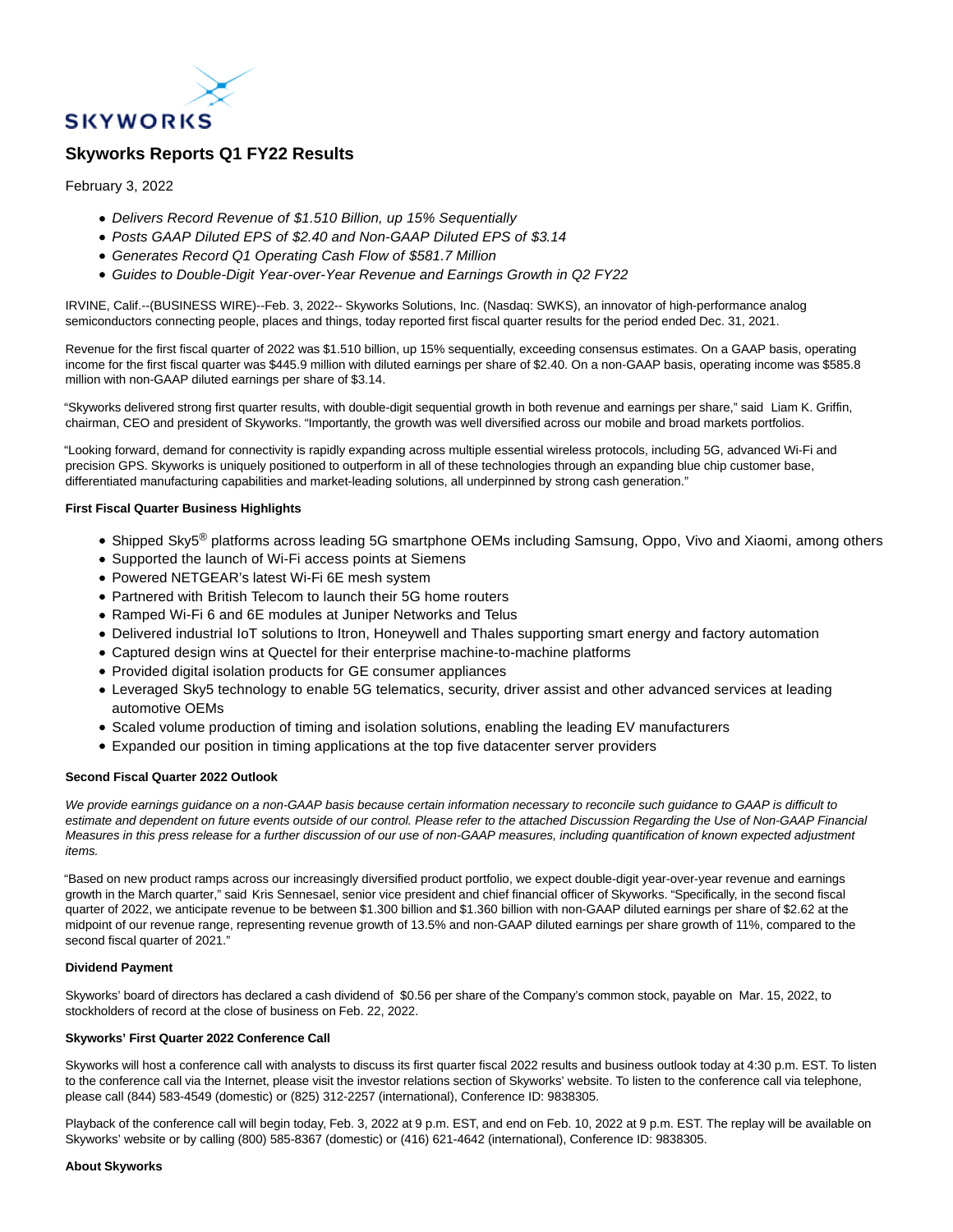SKYWORKS

# Skyworks Reports Q1 FY22 Results

February 3, 2022

- *Delivers Record Revenue of $1.510 Billion, up 15% Sequentially*
- *Posts GAAP Diluted EPS of $2.40 and Non-GAAP Diluted EPS of $3.14*
- *Generates Record Q1 Operating Cash Flow of $581.7 Million*
- *Guides to Double-Digit Year-over-Year Revenue and Earnings Growth in Q2 FY22*

IRVINE, Calif.--(BUSINESS WIRE)--Feb. 3, 2022-- Skyworks Solutions, Inc. (Nasdaq: SWKS), an innovator of high-performance analog semiconductors connecting people, places and things, today reported first fiscal quarter results for the period ended Dec. 31, 2021.

Revenue for the first fiscal quarter of 2022 was $1.510 billion, up 15% sequentially, exceeding consensus estimates. On a GAAP basis, operating income for the first fiscal quarter was $445.9 million with diluted earnings per share of $2.40. On a non-GAAP basis, operating income was $585.8 million with non-GAAP diluted earnings per share of $3.14.

"Skyworks delivered strong first quarter results, with double-digit sequential growth in both revenue and earnings per share," said Liam K. Griffin, chairman, CEO and president of Skyworks. "Importantly, the growth was well diversified across our mobile and broad markets portfolios.

"Looking forward, demand for connectivity is rapidly expanding across multiple essential wireless protocols, including 5G, advanced Wi-Fi and precision GPS. Skyworks is uniquely positioned to outperform in all of these technologies through an expanding blue chip customer base, differentiated manufacturing capabilities and market-leading solutions, all underpinned by strong cash generation."

**First Fiscal Quarter Business Highlights**

- Shipped Sky5® platforms across leading 5G smartphone OEMs including Samsung, Oppo, Vivo and Xiaomi, among others
- Supported the launch of Wi-Fi access points at Siemens
- Powered NETGEAR's latest Wi-Fi 6E mesh system
- Partnered with British Telecom to launch their 5G home routers
- Ramped Wi-Fi 6 and 6E modules at Juniper Networks and Telus
- Delivered industrial IoT solutions to Itron, Honeywell and Thales supporting smart energy and factory automation
- Captured design wins at Quectel for their enterprise machine-to-machine platforms
- Provided digital isolation products for GE consumer appliances
- Leveraged Sky5 technology to enable 5G telematics, security, driver assist and other advanced services at leading automotive OEMs
- Scaled volume production of timing and isolation solutions, enabling the leading EV manufacturers
- Expanded our position in timing applications at the top five datacenter server providers

**Second Fiscal Quarter 2022 Outlook**

*We provide earnings guidance on a non-GAAP basis because certain information necessary to reconcile such guidance to GAAP is difficult to estimate and dependent on future events outside of our control. Please refer to the attached Discussion Regarding the Use of Non-GAAP Financial Measures in this press release for a further discussion of our use of non-GAAP measures, including quantification of known expected adjustment items.*

"Based on new product ramps across our increasingly diversified product portfolio, we expect double-digit year-over-year revenue and earnings growth in the March quarter," said Kris Sennesael, senior vice president and chief financial officer of Skyworks. "Specifically, in the second fiscal quarter of 2022, we anticipate revenue to be between $1.300 billion and $1.360 billion with non-GAAP diluted earnings per share of $2.62 at the midpoint of our revenue range, representing revenue growth of 13.5% and non-GAAP diluted earnings per share growth of 11%, compared to the second fiscal quarter of 2021."

**Dividend Payment**

Skyworks' board of directors has declared a cash dividend of $0.56 per share of the Company's common stock, payable on Mar. 15, 2022, to stockholders of record at the close of business on Feb. 22, 2022.

**Skyworks' First Quarter 2022 Conference Call**

Skyworks will host a conference call with analysts to discuss its first quarter fiscal 2022 results and business outlook today at 4:30 p.m. EST. To listen to the conference call via the Internet, please visit the investor relations section of Skyworks' website. To listen to the conference call via telephone, please call (844) 583-4549 (domestic) or (825) 312-2257 (international), Conference ID: 9838305.

Playback of the conference call will begin today, Feb. 3, 2022 at 9 p.m. EST, and end on Feb. 10, 2022 at 9 p.m. EST. The replay will be available on Skyworks' website or by calling (800) 585-8367 (domestic) or (416) 621-4642 (international), Conference ID: 9838305.

**About Skyworks**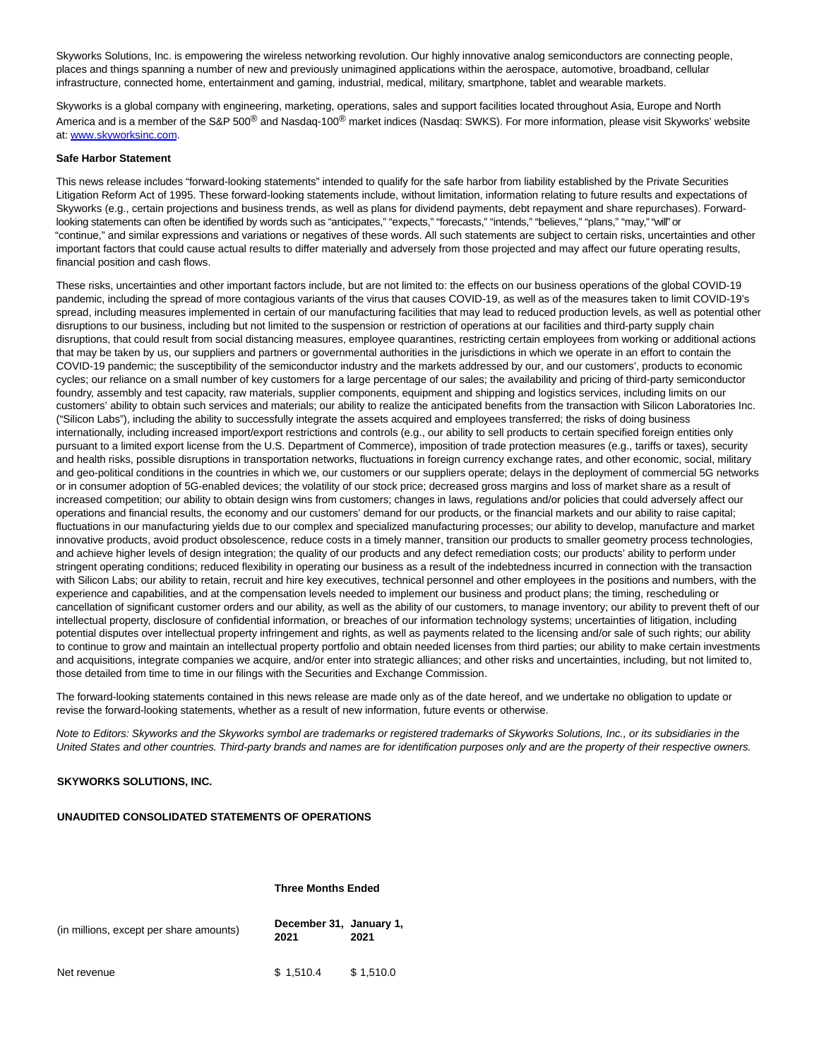Skyworks Solutions, Inc. is empowering the wireless networking revolution. Our highly innovative analog semiconductors are connecting people, places and things spanning a number of new and previously unimagined applications within the aerospace, automotive, broadband, cellular infrastructure, connected home, entertainment and gaming, industrial, medical, military, smartphone, tablet and wearable markets.

Skyworks is a global company with engineering, marketing, operations, sales and support facilities located throughout Asia, Europe and North America and is a member of the S&P 500® and Nasdaq-100® market indices (Nasdaq: SWKS). For more information, please visit Skyworks' website at: www.skyworksinc.com.

**Safe Harbor Statement**

This news release includes "forward-looking statements" intended to qualify for the safe harbor from liability established by the Private Securities Litigation Reform Act of 1995. These forward-looking statements include, without limitation, information relating to future results and expectations of Skyworks (e.g., certain projections and business trends, as well as plans for dividend payments, debt repayment and share repurchases). Forward-looking statements can often be identified by words such as "anticipates," "expects," "forecasts," "intends," "believes," "plans," "may," "will" or "continue," and similar expressions and variations or negatives of these words. All such statements are subject to certain risks, uncertainties and other important factors that could cause actual results to differ materially and adversely from those projected and may affect our future operating results, financial position and cash flows.

These risks, uncertainties and other important factors include, but are not limited to: the effects on our business operations of the global COVID-19 pandemic, including the spread of more contagious variants of the virus that causes COVID-19, as well as of the measures taken to limit COVID-19's spread, including measures implemented in certain of our manufacturing facilities that may lead to reduced production levels, as well as potential other disruptions to our business, including but not limited to the suspension or restriction of operations at our facilities and third-party supply chain disruptions, that could result from social distancing measures, employee quarantines, restricting certain employees from working or additional actions that may be taken by us, our suppliers and partners or governmental authorities in the jurisdictions in which we operate in an effort to contain the COVID-19 pandemic; the susceptibility of the semiconductor industry and the markets addressed by our, and our customers', products to economic cycles; our reliance on a small number of key customers for a large percentage of our sales; the availability and pricing of third-party semiconductor foundry, assembly and test capacity, raw materials, supplier components, equipment and shipping and logistics services, including limits on our customers' ability to obtain such services and materials; our ability to realize the anticipated benefits from the transaction with Silicon Laboratories Inc. ("Silicon Labs"), including the ability to successfully integrate the assets acquired and employees transferred; the risks of doing business internationally, including increased import/export restrictions and controls (e.g., our ability to sell products to certain specified foreign entities only pursuant to a limited export license from the U.S. Department of Commerce), imposition of trade protection measures (e.g., tariffs or taxes), security and health risks, possible disruptions in transportation networks, fluctuations in foreign currency exchange rates, and other economic, social, military and geo-political conditions in the countries in which we, our customers or our suppliers operate; delays in the deployment of commercial 5G networks or in consumer adoption of 5G-enabled devices; the volatility of our stock price; decreased gross margins and loss of market share as a result of increased competition; our ability to obtain design wins from customers; changes in laws, regulations and/or policies that could adversely affect our operations and financial results, the economy and our customers' demand for our products, or the financial markets and our ability to raise capital; fluctuations in our manufacturing yields due to our complex and specialized manufacturing processes; our ability to develop, manufacture and market innovative products, avoid product obsolescence, reduce costs in a timely manner, transition our products to smaller geometry process technologies, and achieve higher levels of design integration; the quality of our products and any defect remediation costs; our products' ability to perform under stringent operating conditions; reduced flexibility in operating our business as a result of the indebtedness incurred in connection with the transaction with Silicon Labs; our ability to retain, recruit and hire key executives, technical personnel and other employees in the positions and numbers, with the experience and capabilities, and at the compensation levels needed to implement our business and product plans; the timing, rescheduling or cancellation of significant customer orders and our ability, as well as the ability of our customers, to manage inventory; our ability to prevent theft of our intellectual property, disclosure of confidential information, or breaches of our information technology systems; uncertainties of litigation, including potential disputes over intellectual property infringement and rights, as well as payments related to the licensing and/or sale of such rights; our ability to continue to grow and maintain an intellectual property portfolio and obtain needed licenses from third parties; our ability to make certain investments and acquisitions, integrate companies we acquire, and/or enter into strategic alliances; and other risks and uncertainties, including, but not limited to, those detailed from time to time in our filings with the Securities and Exchange Commission.

The forward-looking statements contained in this news release are made only as of the date hereof, and we undertake no obligation to update or revise the forward-looking statements, whether as a result of new information, future events or otherwise.

*Note to Editors: Skyworks and the Skyworks symbol are trademarks or registered trademarks of Skyworks Solutions, Inc., or its subsidiaries in the United States and other countries. Third-party brands and names are for identification purposes only and are the property of their respective owners.*

**SKYWORKS SOLUTIONS, INC.**

**UNAUDITED CONSOLIDATED STATEMENTS OF OPERATIONS**

| | **Three Months Ended** | |
|---|---|---|
| (in millions, except per share amounts) | **December 31, 2021** | **January 1, 2021** |
| Net revenue | $ 1,510.4 | $ 1,510.0 |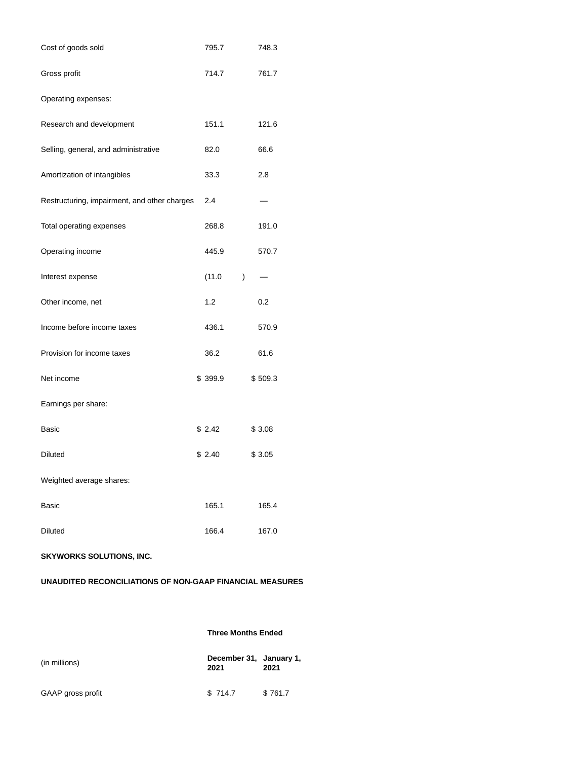| | | |
|---|---|---|
| Cost of goods sold | 795.7 | 748.3 |
| Gross profit | 714.7 | 761.7 |
| Operating expenses: | | |
| Research and development | 151.1 | 121.6 |
| Selling, general, and administrative | 82.0 | 66.6 |
| Amortization of intangibles | 33.3 | 2.8 |
| Restructuring, impairment, and other charges | 2.4 | — |
| Total operating expenses | 268.8 | 191.0 |
| Operating income | 445.9 | 570.7 |
| Interest expense | (11.0) | — |
| Other income, net | 1.2 | 0.2 |
| Income before income taxes | 436.1 | 570.9 |
| Provision for income taxes | 36.2 | 61.6 |
| Net income | $ 399.9 | $ 509.3 |
| Earnings per share: | | |
| Basic | $ 2.42 | $ 3.08 |
| Diluted | $ 2.40 | $ 3.05 |
| Weighted average shares: | | |
| Basic | 165.1 | 165.4 |
| Diluted | 166.4 | 167.0 |

**SKYWORKS SOLUTIONS, INC.**

**UNAUDITED RECONCILIATIONS OF NON-GAAP FINANCIAL MEASURES**

| | **Three Months Ended** | |
|---|---|---|
| (in millions) | **December 31, 2021** | **January 1, 2021** |
| GAAP gross profit | $ 714.7 | $ 761.7 |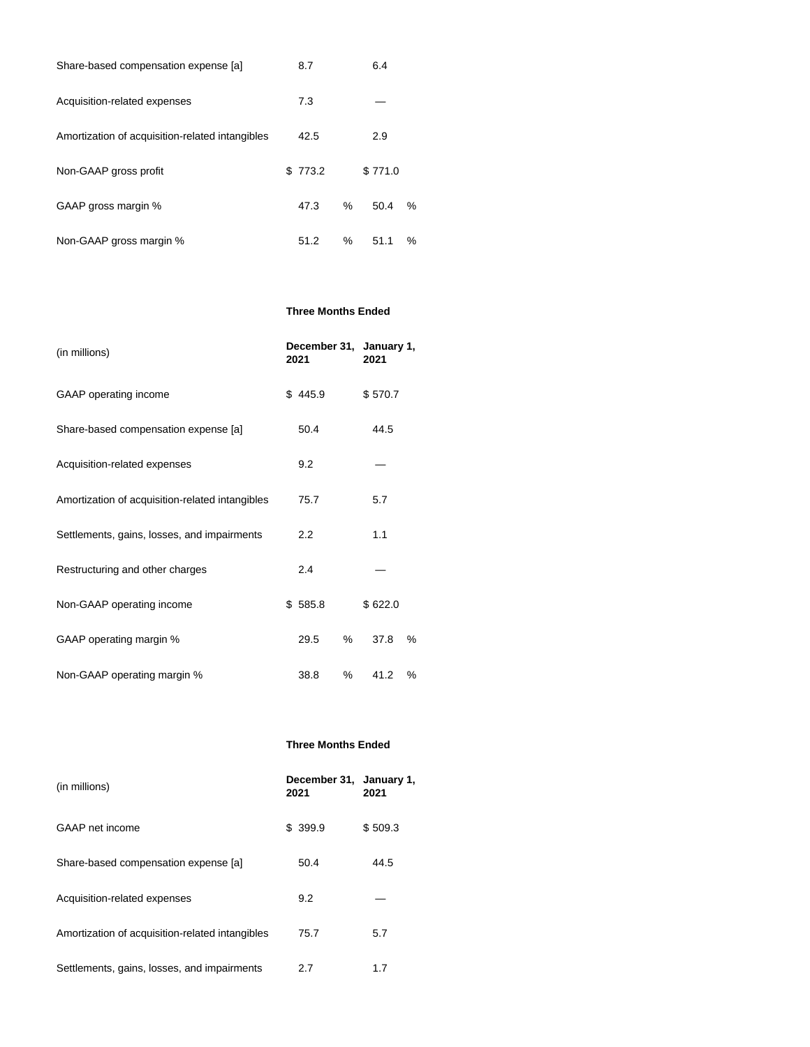| | | |
|---|---|---|
| Share-based compensation expense [a] | 8.7 | 6.4 |
| Acquisition-related expenses | 7.3 | — |
| Amortization of acquisition-related intangibles | 42.5 | 2.9 |
| Non-GAAP gross profit | $ 773.2 | $ 771.0 |
| GAAP gross margin % | 47.3 % | 50.4 % |
| Non-GAAP gross margin % | 51.2 % | 51.1 % |

| | Three Months Ended | |
|---|---|---|
| (in millions) | **December 31, 2021** | **January 1, 2021** |
| GAAP operating income | $ 445.9 | $ 570.7 |
| Share-based compensation expense [a] | 50.4 | 44.5 |
| Acquisition-related expenses | 9.2 | — |
| Amortization of acquisition-related intangibles | 75.7 | 5.7 |
| Settlements, gains, losses, and impairments | 2.2 | 1.1 |
| Restructuring and other charges | 2.4 | — |
| Non-GAAP operating income | $ 585.8 | $ 622.0 |
| GAAP operating margin % | 29.5 % | 37.8 % |
| Non-GAAP operating margin % | 38.8 % | 41.2 % |

| | Three Months Ended | |
|---|---|---|
| (in millions) | **December 31, 2021** | **January 1, 2021** |
| GAAP net income | $ 399.9 | $ 509.3 |
| Share-based compensation expense [a] | 50.4 | 44.5 |
| Acquisition-related expenses | 9.2 | — |
| Amortization of acquisition-related intangibles | 75.7 | 5.7 |
| Settlements, gains, losses, and impairments | 2.7 | 1.7 |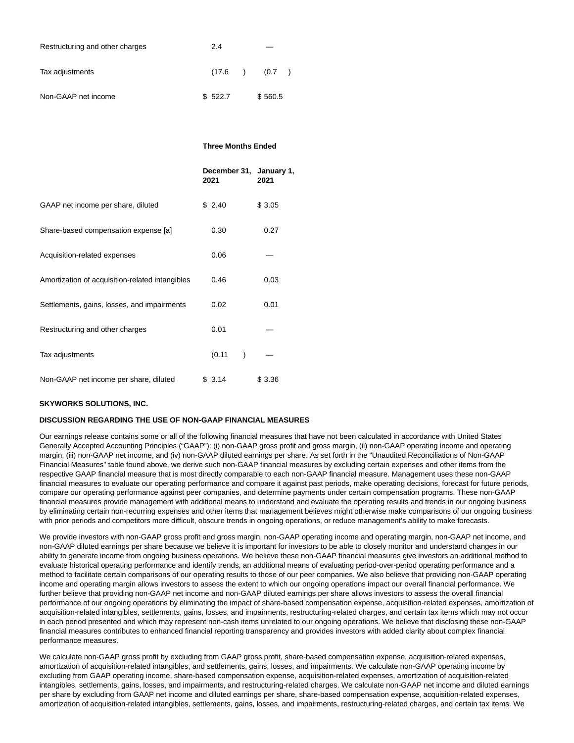| | | |
|---|---|---|
| Restructuring and other charges | 2.4 | — |
| Tax adjustments | (17.6 ) | (0.7 ) |
| Non-GAAP net income | $ 522.7 | $ 560.5 |

| | Three Months Ended | |
|---|---|---|
| | December 31, 2021 | January 1, 2021 |
| GAAP net income per share, diluted | $ 2.40 | $ 3.05 |
| Share-based compensation expense [a] | 0.30 | 0.27 |
| Acquisition-related expenses | 0.06 | — |
| Amortization of acquisition-related intangibles | 0.46 | 0.03 |
| Settlements, gains, losses, and impairments | 0.02 | 0.01 |
| Restructuring and other charges | 0.01 | — |
| Tax adjustments | (0.11 ) | — |
| Non-GAAP net income per share, diluted | $ 3.14 | $ 3.36 |

**SKYWORKS SOLUTIONS, INC.**

**DISCUSSION REGARDING THE USE OF NON-GAAP FINANCIAL MEASURES**

Our earnings release contains some or all of the following financial measures that have not been calculated in accordance with United States Generally Accepted Accounting Principles ("GAAP"): (i) non-GAAP gross profit and gross margin, (ii) non-GAAP operating income and operating margin, (iii) non-GAAP net income, and (iv) non-GAAP diluted earnings per share. As set forth in the "Unaudited Reconciliations of Non-GAAP Financial Measures" table found above, we derive such non-GAAP financial measures by excluding certain expenses and other items from the respective GAAP financial measure that is most directly comparable to each non-GAAP financial measure. Management uses these non-GAAP financial measures to evaluate our operating performance and compare it against past periods, make operating decisions, forecast for future periods, compare our operating performance against peer companies, and determine payments under certain compensation programs. These non-GAAP financial measures provide management with additional means to understand and evaluate the operating results and trends in our ongoing business by eliminating certain non-recurring expenses and other items that management believes might otherwise make comparisons of our ongoing business with prior periods and competitors more difficult, obscure trends in ongoing operations, or reduce management's ability to make forecasts.

We provide investors with non-GAAP gross profit and gross margin, non-GAAP operating income and operating margin, non-GAAP net income, and non-GAAP diluted earnings per share because we believe it is important for investors to be able to closely monitor and understand changes in our ability to generate income from ongoing business operations. We believe these non-GAAP financial measures give investors an additional method to evaluate historical operating performance and identify trends, an additional means of evaluating period-over-period operating performance and a method to facilitate certain comparisons of our operating results to those of our peer companies. We also believe that providing non-GAAP operating income and operating margin allows investors to assess the extent to which our ongoing operations impact our overall financial performance. We further believe that providing non-GAAP net income and non-GAAP diluted earnings per share allows investors to assess the overall financial performance of our ongoing operations by eliminating the impact of share-based compensation expense, acquisition-related expenses, amortization of acquisition-related intangibles, settlements, gains, losses, and impairments, restructuring-related charges, and certain tax items which may not occur in each period presented and which may represent non-cash items unrelated to our ongoing operations. We believe that disclosing these non-GAAP financial measures contributes to enhanced financial reporting transparency and provides investors with added clarity about complex financial performance measures.

We calculate non-GAAP gross profit by excluding from GAAP gross profit, share-based compensation expense, acquisition-related expenses, amortization of acquisition-related intangibles, and settlements, gains, losses, and impairments. We calculate non-GAAP operating income by excluding from GAAP operating income, share-based compensation expense, acquisition-related expenses, amortization of acquisition-related intangibles, settlements, gains, losses, and impairments, and restructuring-related charges. We calculate non-GAAP net income and diluted earnings per share by excluding from GAAP net income and diluted earnings per share, share-based compensation expense, acquisition-related expenses, amortization of acquisition-related intangibles, settlements, gains, losses, and impairments, restructuring-related charges, and certain tax items. We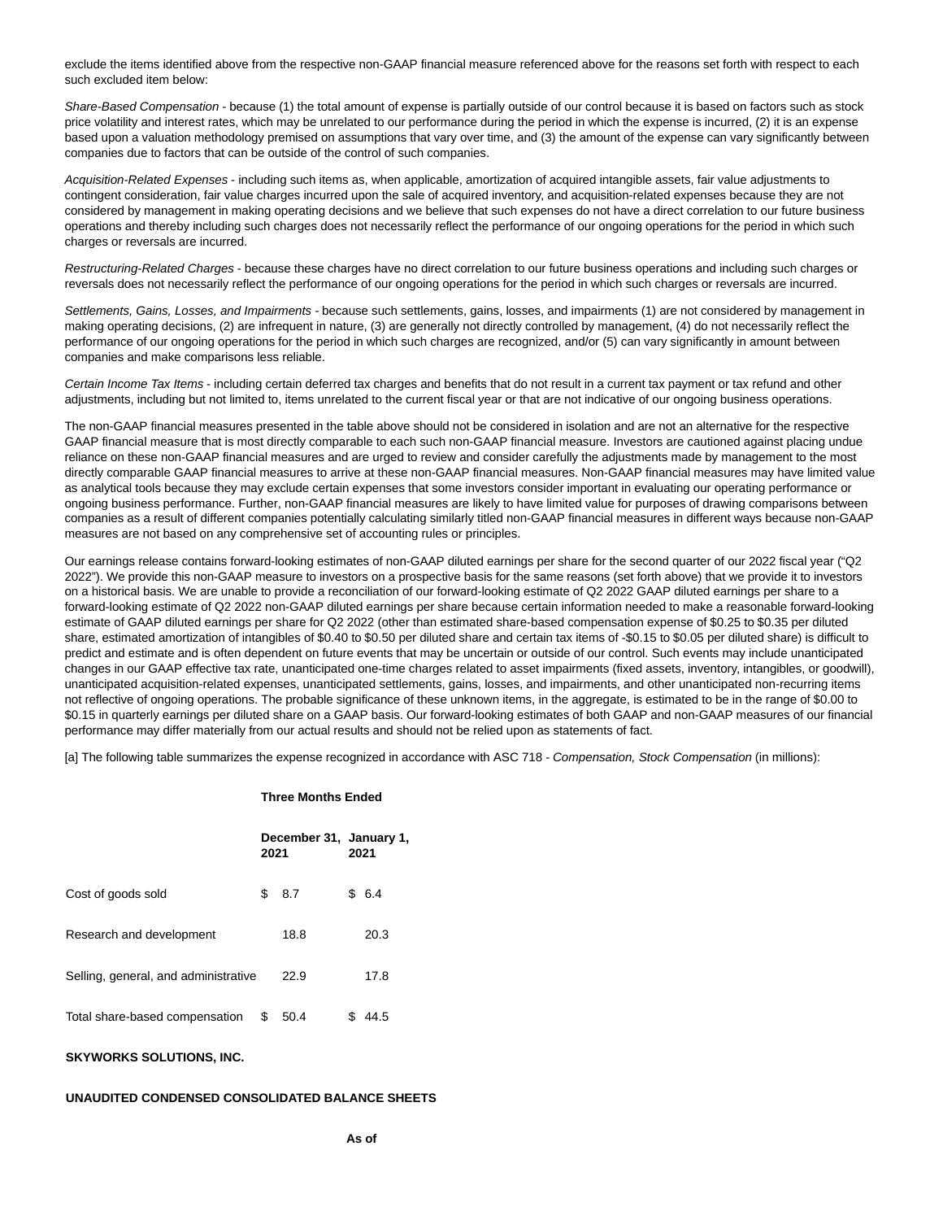exclude the items identified above from the respective non-GAAP financial measure referenced above for the reasons set forth with respect to each such excluded item below:

*Share-Based Compensation* - because (1) the total amount of expense is partially outside of our control because it is based on factors such as stock price volatility and interest rates, which may be unrelated to our performance during the period in which the expense is incurred, (2) it is an expense based upon a valuation methodology premised on assumptions that vary over time, and (3) the amount of the expense can vary significantly between companies due to factors that can be outside of the control of such companies.

*Acquisition-Related Expenses* - including such items as, when applicable, amortization of acquired intangible assets, fair value adjustments to contingent consideration, fair value charges incurred upon the sale of acquired inventory, and acquisition-related expenses because they are not considered by management in making operating decisions and we believe that such expenses do not have a direct correlation to our future business operations and thereby including such charges does not necessarily reflect the performance of our ongoing operations for the period in which such charges or reversals are incurred.

*Restructuring-Related Charges* - because these charges have no direct correlation to our future business operations and including such charges or reversals does not necessarily reflect the performance of our ongoing operations for the period in which such charges or reversals are incurred.

*Settlements, Gains, Losses, and Impairments* - because such settlements, gains, losses, and impairments (1) are not considered by management in making operating decisions, (2) are infrequent in nature, (3) are generally not directly controlled by management, (4) do not necessarily reflect the performance of our ongoing operations for the period in which such charges are recognized, and/or (5) can vary significantly in amount between companies and make comparisons less reliable.

*Certain Income Tax Items* - including certain deferred tax charges and benefits that do not result in a current tax payment or tax refund and other adjustments, including but not limited to, items unrelated to the current fiscal year or that are not indicative of our ongoing business operations.

The non-GAAP financial measures presented in the table above should not be considered in isolation and are not an alternative for the respective GAAP financial measure that is most directly comparable to each such non-GAAP financial measure. Investors are cautioned against placing undue reliance on these non-GAAP financial measures and are urged to review and consider carefully the adjustments made by management to the most directly comparable GAAP financial measures to arrive at these non-GAAP financial measures. Non-GAAP financial measures may have limited value as analytical tools because they may exclude certain expenses that some investors consider important in evaluating our operating performance or ongoing business performance. Further, non-GAAP financial measures are likely to have limited value for purposes of drawing comparisons between companies as a result of different companies potentially calculating similarly titled non-GAAP financial measures in different ways because non-GAAP measures are not based on any comprehensive set of accounting rules or principles.

Our earnings release contains forward-looking estimates of non-GAAP diluted earnings per share for the second quarter of our 2022 fiscal year ("Q2 2022"). We provide this non-GAAP measure to investors on a prospective basis for the same reasons (set forth above) that we provide it to investors on a historical basis. We are unable to provide a reconciliation of our forward-looking estimate of Q2 2022 GAAP diluted earnings per share to a forward-looking estimate of Q2 2022 non-GAAP diluted earnings per share because certain information needed to make a reasonable forward-looking estimate of GAAP diluted earnings per share for Q2 2022 (other than estimated share-based compensation expense of $0.25 to $0.35 per diluted share, estimated amortization of intangibles of $0.40 to $0.50 per diluted share and certain tax items of -$0.15 to $0.05 per diluted share) is difficult to predict and estimate and is often dependent on future events that may be uncertain or outside of our control. Such events may include unanticipated changes in our GAAP effective tax rate, unanticipated one-time charges related to asset impairments (fixed assets, inventory, intangibles, or goodwill), unanticipated acquisition-related expenses, unanticipated settlements, gains, losses, and impairments, and other unanticipated non-recurring items not reflective of ongoing operations. The probable significance of these unknown items, in the aggregate, is estimated to be in the range of $0.00 to $0.15 in quarterly earnings per diluted share on a GAAP basis. Our forward-looking estimates of both GAAP and non-GAAP measures of our financial performance may differ materially from our actual results and should not be relied upon as statements of fact.

[a] The following table summarizes the expense recognized in accordance with ASC 718 - *Compensation, Stock Compensation* (in millions):

| | Three Months Ended | |
|---|---|---|
| | **December 31, 2021** | **January 1, 2021** |
| Cost of goods sold | $ 8.7 | $ 6.4 |
| Research and development | 18.8 | 20.3 |
| Selling, general, and administrative | 22.9 | 17.8 |
| Total share-based compensation | $ 50.4 | $ 44.5 |

**SKYWORKS SOLUTIONS, INC.**

**UNAUDITED CONDENSED CONSOLIDATED BALANCE SHEETS**

**As of**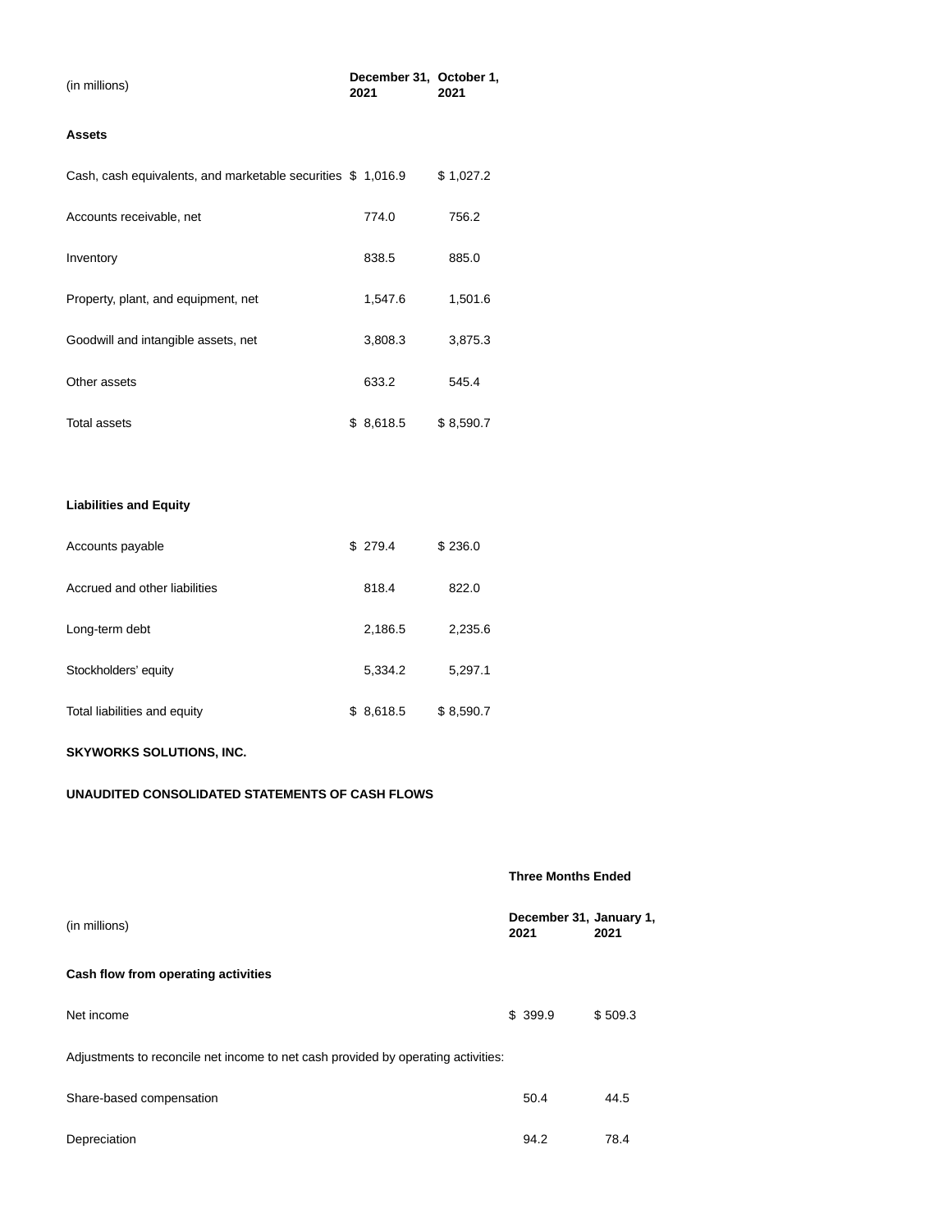| (in millions) | December 31, 2021 | October 1, 2021 |
|---|---|---|
| **Assets** | | |
| Cash, cash equivalents, and marketable securities | $ 1,016.9 | $ 1,027.2 |
| Accounts receivable, net | 774.0 | 756.2 |
| Inventory | 838.5 | 885.0 |
| Property, plant, and equipment, net | 1,547.6 | 1,501.6 |
| Goodwill and intangible assets, net | 3,808.3 | 3,875.3 |
| Other assets | 633.2 | 545.4 |
| Total assets | $ 8,618.5 | $ 8,590.7 |
| | | |
| **Liabilities and Equity** | | |
| Accounts payable | $ 279.4 | $ 236.0 |
| Accrued and other liabilities | 818.4 | 822.0 |
| Long-term debt | 2,186.5 | 2,235.6 |
| Stockholders' equity | 5,334.2 | 5,297.1 |
| Total liabilities and equity | $ 8,618.5 | $ 8,590.7 |

**SKYWORKS SOLUTIONS, INC.**

**UNAUDITED CONSOLIDATED STATEMENTS OF CASH FLOWS**

| | **Three Months Ended** | |
|---|---|---|
| (in millions) | **December 31, 2021** | **January 1, 2021** |
| **Cash flow from operating activities** | | |
| Net income | $ 399.9 | $ 509.3 |
| Adjustments to reconcile net income to net cash provided by operating activities: | | |
| Share-based compensation | 50.4 | 44.5 |
| Depreciation | 94.2 | 78.4 |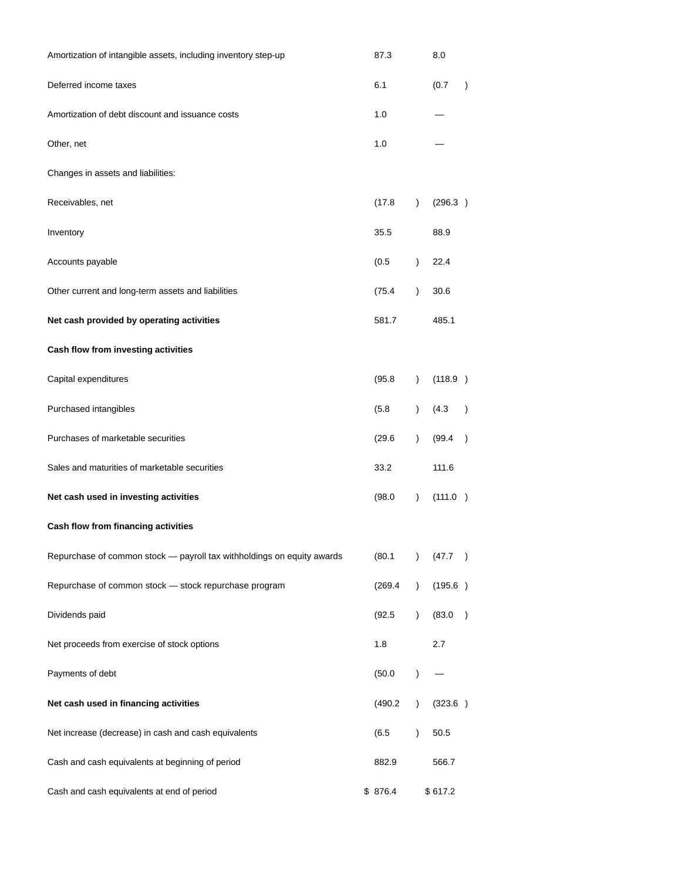| | | |
|---|---|---|
| Amortization of intangible assets, including inventory step-up | 87.3 | 8.0 |
| Deferred income taxes | 6.1 | (0.7) |
| Amortization of debt discount and issuance costs | 1.0 | — |
| Other, net | 1.0 | — |
| Changes in assets and liabilities: | | |
| Receivables, net | (17.8) | (296.3) |
| Inventory | 35.5 | 88.9 |
| Accounts payable | (0.5) | 22.4 |
| Other current and long-term assets and liabilities | (75.4) | 30.6 |
| **Net cash provided by operating activities** | 581.7 | 485.1 |
| **Cash flow from investing activities** | | |
| Capital expenditures | (95.8) | (118.9) |
| Purchased intangibles | (5.8) | (4.3) |
| Purchases of marketable securities | (29.6) | (99.4) |
| Sales and maturities of marketable securities | 33.2 | 111.6 |
| **Net cash used in investing activities** | (98.0) | (111.0) |
| **Cash flow from financing activities** | | |
| Repurchase of common stock — payroll tax withholdings on equity awards | (80.1) | (47.7) |
| Repurchase of common stock — stock repurchase program | (269.4) | (195.6) |
| Dividends paid | (92.5) | (83.0) |
| Net proceeds from exercise of stock options | 1.8 | 2.7 |
| Payments of debt | (50.0) | — |
| **Net cash used in financing activities** | (490.2) | (323.6) |
| Net increase (decrease) in cash and cash equivalents | (6.5) | 50.5 |
| Cash and cash equivalents at beginning of period | 882.9 | 566.7 |
| Cash and cash equivalents at end of period | $ 876.4 | $ 617.2 |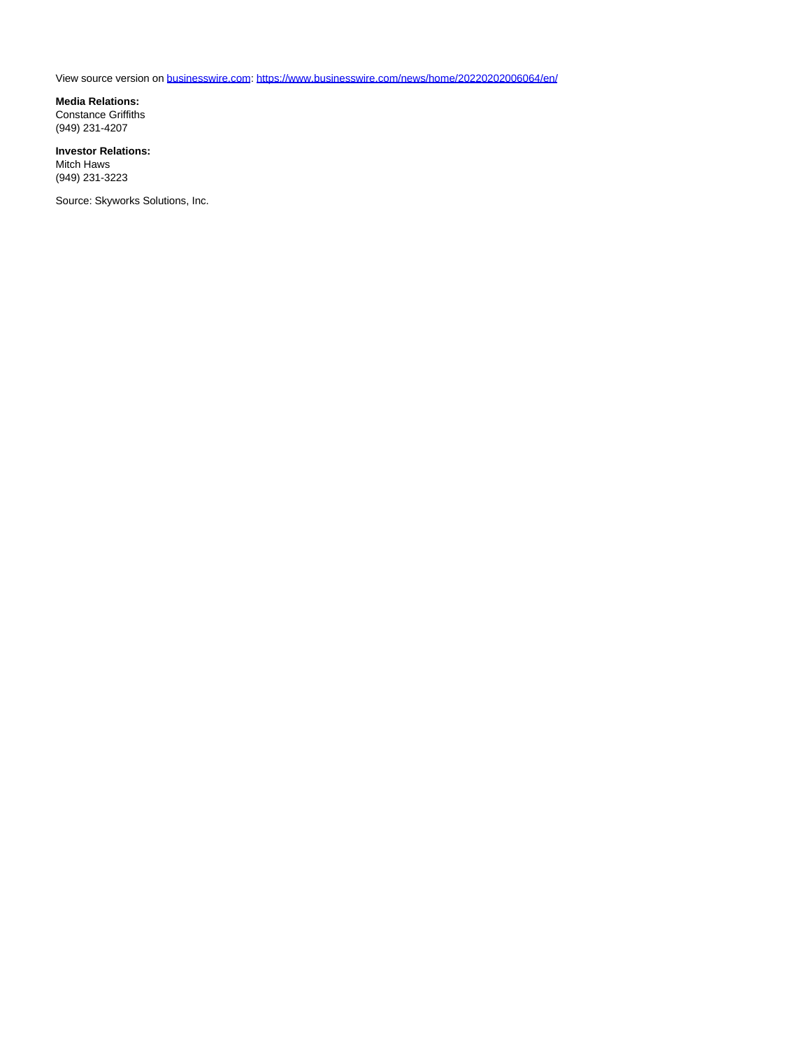View source version on [businesswire.com](https://www.businesswire.com/news/home/20220202006064/en/): https://www.businesswire.com/news/home/20220202006064/en/

**Media Relations:**
Constance Griffiths
(949) 231-4207

**Investor Relations:**
Mitch Haws
(949) 231-3223

Source: Skyworks Solutions, Inc.